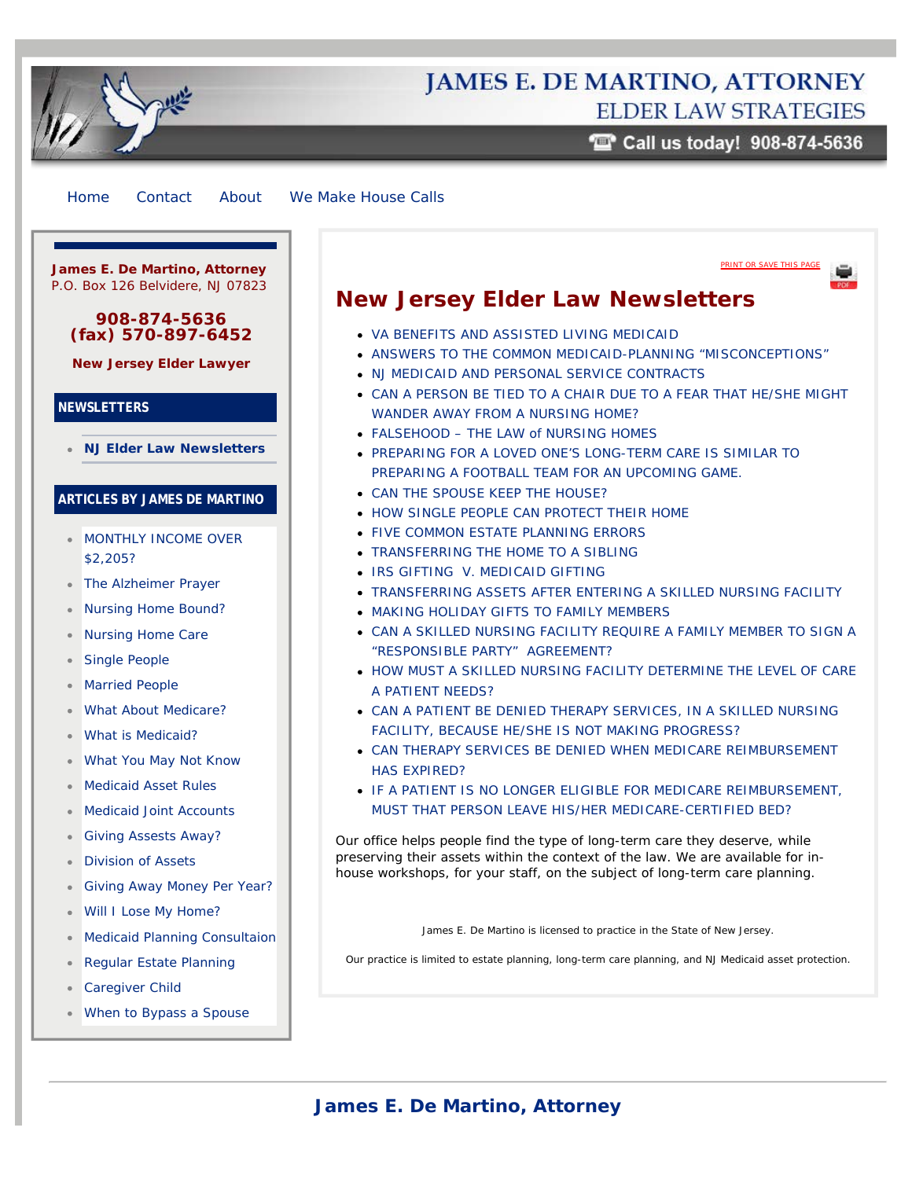# JAMES E. DE MARTINO, ATTORNEY
## ELDER LAW STRATEGIES

Call us today! 908-874-5636

Home | Contact | About | We Make House Calls

**James E. De Martino, Attorney**
P.O. Box 126 Belvidere, NJ 07823

**908-874-5636**
**(fax) 570-897-6452**

**New Jersey Elder Lawyer**

### NEWSLETTERS

- **NJ Elder Law Newsletters**

### ARTICLES BY JAMES DE MARTINO

- MONTHLY INCOME OVER $2,205?
- The Alzheimer Prayer
- Nursing Home Bound?
- Nursing Home Care
- Single People
- Married People
- What About Medicare?
- What is Medicaid?
- What You May Not Know
- Medicaid Asset Rules
- Medicaid Joint Accounts
- Giving Assests Away?
- Division of Assets
- Giving Away Money Per Year?
- Will I Lose My Home?
- Medicaid Planning Consultaion
- Regular Estate Planning
- Caregiver Child
- When to Bypass a Spouse

PRINT OR SAVE THIS PAGE

# New Jersey Elder Law Newsletters

- VA BENEFITS AND ASSISTED LIVING MEDICAID
- ANSWERS TO THE COMMON MEDICAID-PLANNING "MISCONCEPTIONS"
- NJ MEDICAID AND PERSONAL SERVICE CONTRACTS
- CAN A PERSON BE TIED TO A CHAIR DUE TO A FEAR THAT HE/SHE MIGHT WANDER AWAY FROM A NURSING HOME?
- FALSEHOOD – THE LAW of NURSING HOMES
- PREPARING FOR A LOVED ONE'S LONG-TERM CARE IS SIMILAR TO PREPARING A FOOTBALL TEAM FOR AN UPCOMING GAME.
- CAN THE SPOUSE KEEP THE HOUSE?
- HOW SINGLE PEOPLE CAN PROTECT THEIR HOME
- FIVE COMMON ESTATE PLANNING ERRORS
- TRANSFERRING THE HOME TO A SIBLING
- IRS GIFTING V. MEDICAID GIFTING
- TRANSFERRING ASSETS AFTER ENTERING A SKILLED NURSING FACILITY
- MAKING HOLIDAY GIFTS TO FAMILY MEMBERS
- CAN A SKILLED NURSING FACILITY REQUIRE A FAMILY MEMBER TO SIGN A "RESPONSIBLE PARTY" AGREEMENT?
- HOW MUST A SKILLED NURSING FACILITY DETERMINE THE LEVEL OF CARE A PATIENT NEEDS?
- CAN A PATIENT BE DENIED THERAPY SERVICES, IN A SKILLED NURSING FACILITY, BECAUSE HE/SHE IS NOT MAKING PROGRESS?
- CAN THERAPY SERVICES BE DENIED WHEN MEDICARE REIMBURSEMENT HAS EXPIRED?
- IF A PATIENT IS NO LONGER ELIGIBLE FOR MEDICARE REIMBURSEMENT, MUST THAT PERSON LEAVE HIS/HER MEDICARE-CERTIFIED BED?

Our office helps people find the type of long-term care they deserve, while preserving their assets within the context of the law. We are available for in-house workshops, for your staff, on the subject of long-term care planning.

James E. De Martino is licensed to practice in the State of New Jersey.

Our practice is limited to estate planning, long-term care planning, and NJ Medicaid asset protection.

**James E. De Martino, Attorney**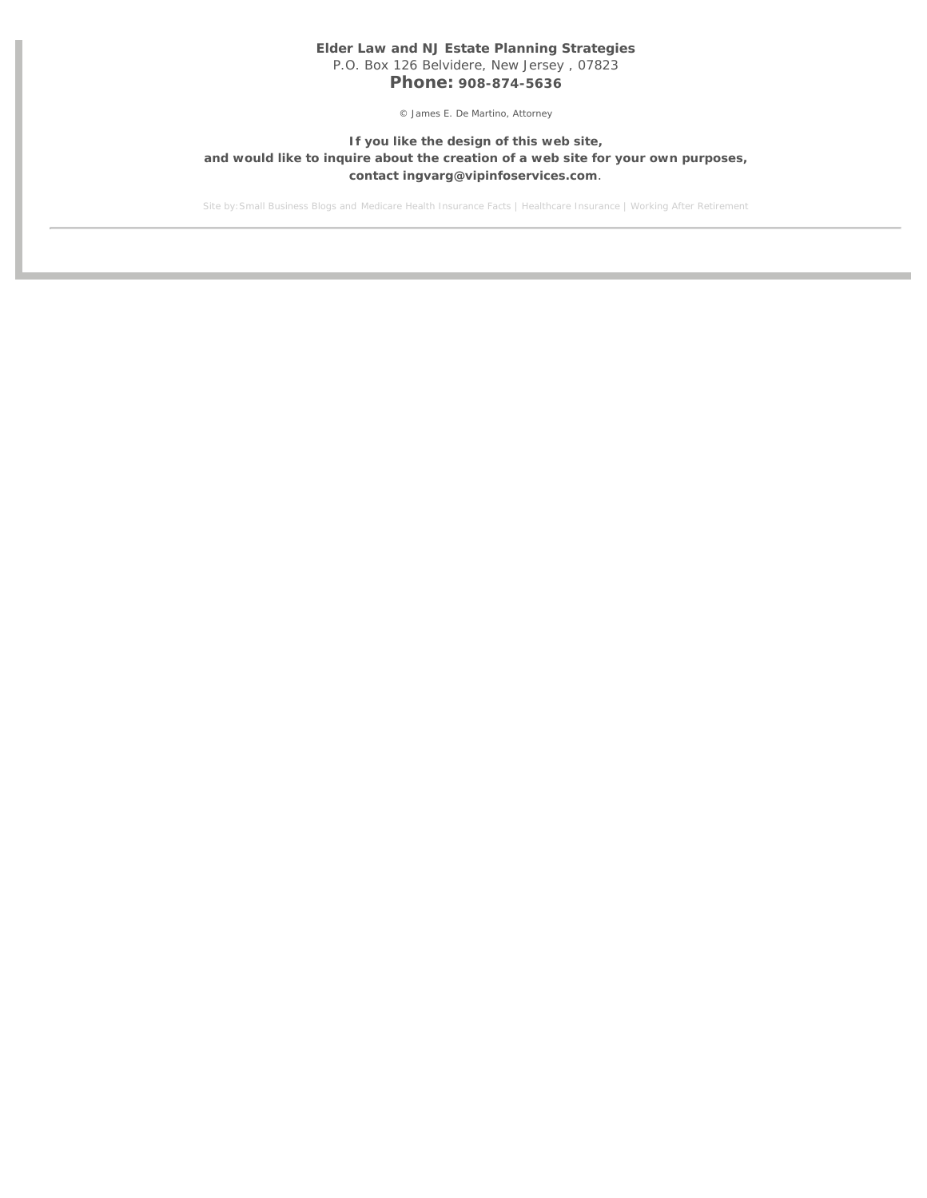**Elder Law and NJ Estate Planning Strategies**
P.O. Box 126 Belvidere, New Jersey , 07823
**Phone: 908-874-5636**

© James E. De Martino, Attorney

**If you like the design of this web site,
and would like to inquire about the creation of a web site for your own purposes,
contact ingvarg@vipinfoservices.com**.

Site by:Small Business Blogs and Medicare Health Insurance Facts | Healthcare Insurance | Working After Retirement

---